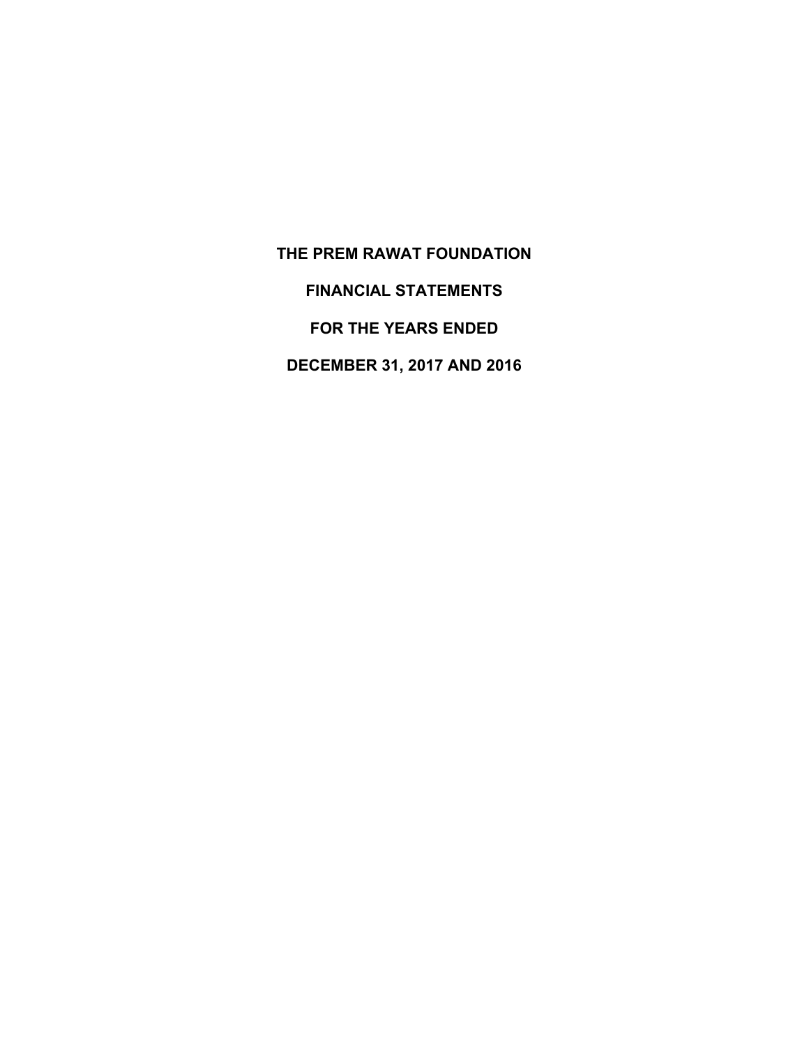# THE PREM RAWAT FOUNDATION

## FINANCIAL STATEMENTS

## FOR THE YEARS ENDED

## DECEMBER 31, 2017 AND 2016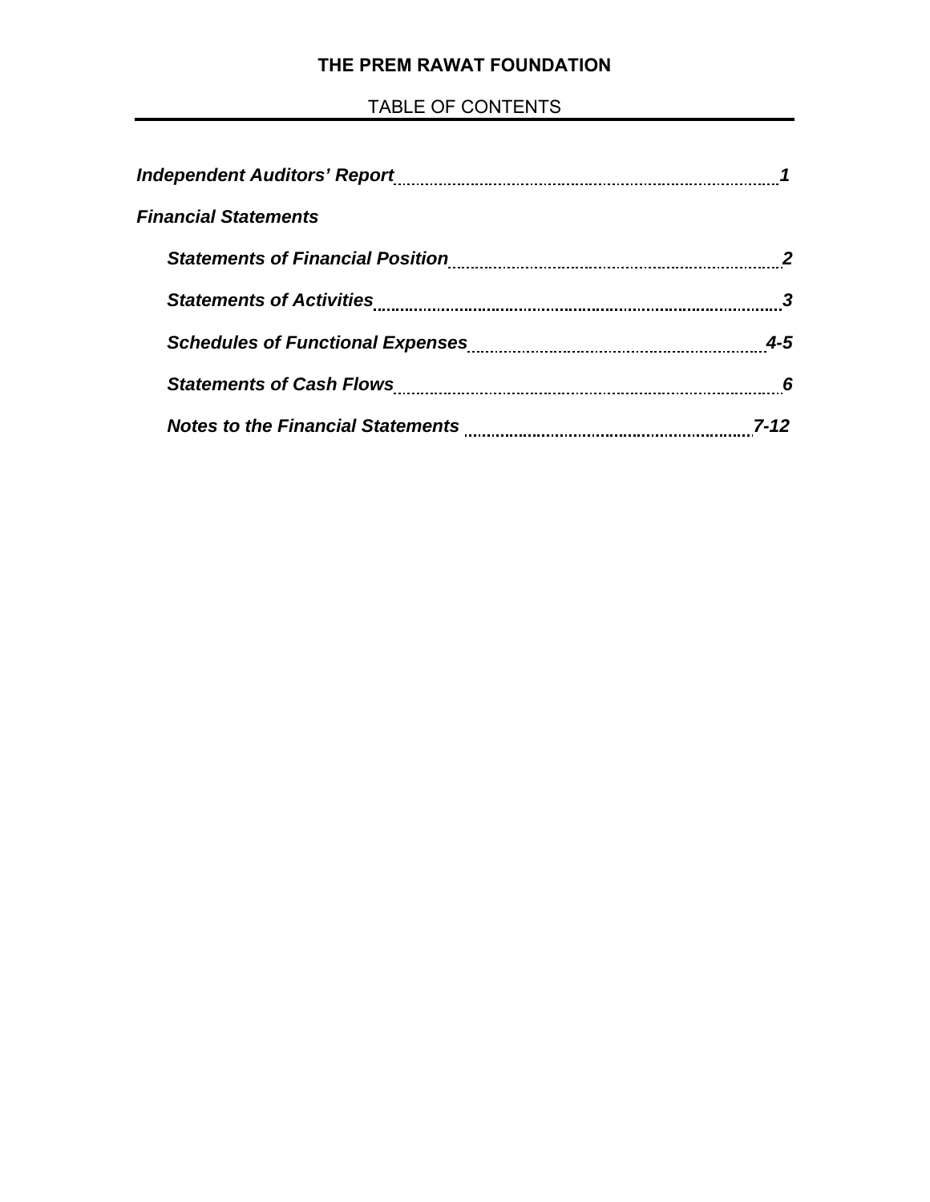# THE PREM RAWAT FOUNDATION

## TABLE OF CONTENTS

| | |
|---|---|
| ***Independent Auditors' Report*** | ***1*** |
| ***Financial Statements*** | |
| ***Statements of Financial Position*** | ***2*** |
| ***Statements of Activities*** | ***3*** |
| ***Schedules of Functional Expenses*** | ***4-5*** |
| ***Statements of Cash Flows*** | ***6*** |
| ***Notes to the Financial Statements*** | ***7-12*** |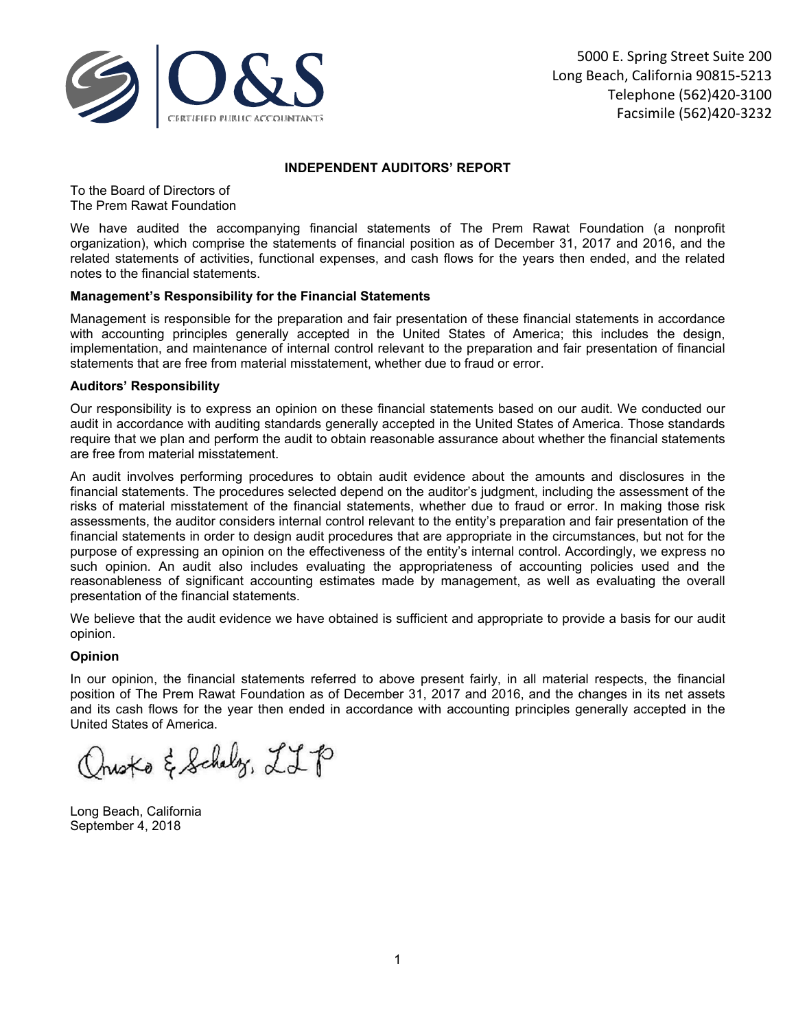O&S

CERTIFIED PUBLIC ACCOUNTANTS

5000 E. Spring Street Suite 200
Long Beach, California 90815-5213
Telephone (562)420-3100
Facsimile (562)420-3232

## INDEPENDENT AUDITORS' REPORT

To the Board of Directors of
The Prem Rawat Foundation

We have audited the accompanying financial statements of The Prem Rawat Foundation (a nonprofit organization), which comprise the statements of financial position as of December 31, 2017 and 2016, and the related statements of activities, functional expenses, and cash flows for the years then ended, and the related notes to the financial statements.

### Management's Responsibility for the Financial Statements

Management is responsible for the preparation and fair presentation of these financial statements in accordance with accounting principles generally accepted in the United States of America; this includes the design, implementation, and maintenance of internal control relevant to the preparation and fair presentation of financial statements that are free from material misstatement, whether due to fraud or error.

### Auditors' Responsibility

Our responsibility is to express an opinion on these financial statements based on our audit. We conducted our audit in accordance with auditing standards generally accepted in the United States of America. Those standards require that we plan and perform the audit to obtain reasonable assurance about whether the financial statements are free from material misstatement.

An audit involves performing procedures to obtain audit evidence about the amounts and disclosures in the financial statements. The procedures selected depend on the auditor's judgment, including the assessment of the risks of material misstatement of the financial statements, whether due to fraud or error. In making those risk assessments, the auditor considers internal control relevant to the entity's preparation and fair presentation of the financial statements in order to design audit procedures that are appropriate in the circumstances, but not for the purpose of expressing an opinion on the effectiveness of the entity's internal control. Accordingly, we express no such opinion. An audit also includes evaluating the appropriateness of accounting policies used and the reasonableness of significant accounting estimates made by management, as well as evaluating the overall presentation of the financial statements.

We believe that the audit evidence we have obtained is sufficient and appropriate to provide a basis for our audit opinion.

### Opinion

In our opinion, the financial statements referred to above present fairly, in all material respects, the financial position of The Prem Rawat Foundation as of December 31, 2017 and 2016, and the changes in its net assets and its cash flows for the year then ended in accordance with accounting principles generally accepted in the United States of America.

Ornsko & Schulz, LLP

Long Beach, California
September 4, 2018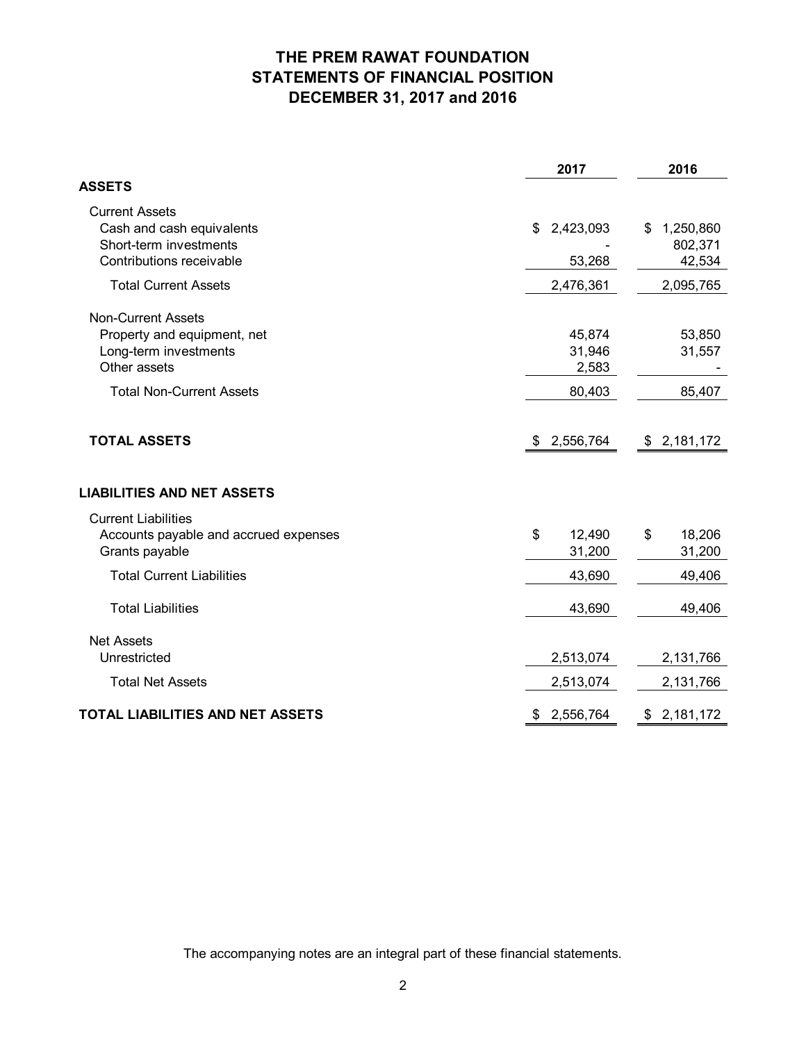# THE PREM RAWAT FOUNDATION
## STATEMENTS OF FINANCIAL POSITION
## DECEMBER 31, 2017 and 2016

| | 2017 | 2016 |
|---|---|---|
| **ASSETS** | | |
| Current Assets | | |
| Cash and cash equivalents | $ 2,423,093 | $ 1,250,860 |
| Short-term investments | - | 802,371 |
| Contributions receivable | 53,268 | 42,534 |
| Total Current Assets | 2,476,361 | 2,095,765 |
| Non-Current Assets | | |
| Property and equipment, net | 45,874 | 53,850 |
| Long-term investments | 31,946 | 31,557 |
| Other assets | 2,583 | - |
| Total Non-Current Assets | 80,403 | 85,407 |
| **TOTAL ASSETS** | $ 2,556,764 | $ 2,181,172 |
| **LIABILITIES AND NET ASSETS** | | |
| Current Liabilities | | |
| Accounts payable and accrued expenses | $ 12,490 | $ 18,206 |
| Grants payable | 31,200 | 31,200 |
| Total Current Liabilities | 43,690 | 49,406 |
| Total Liabilities | 43,690 | 49,406 |
| Net Assets | | |
| Unrestricted | 2,513,074 | 2,131,766 |
| Total Net Assets | 2,513,074 | 2,131,766 |
| **TOTAL LIABILITIES AND NET ASSETS** | $ 2,556,764 | $ 2,181,172 |

The accompanying notes are an integral part of these financial statements.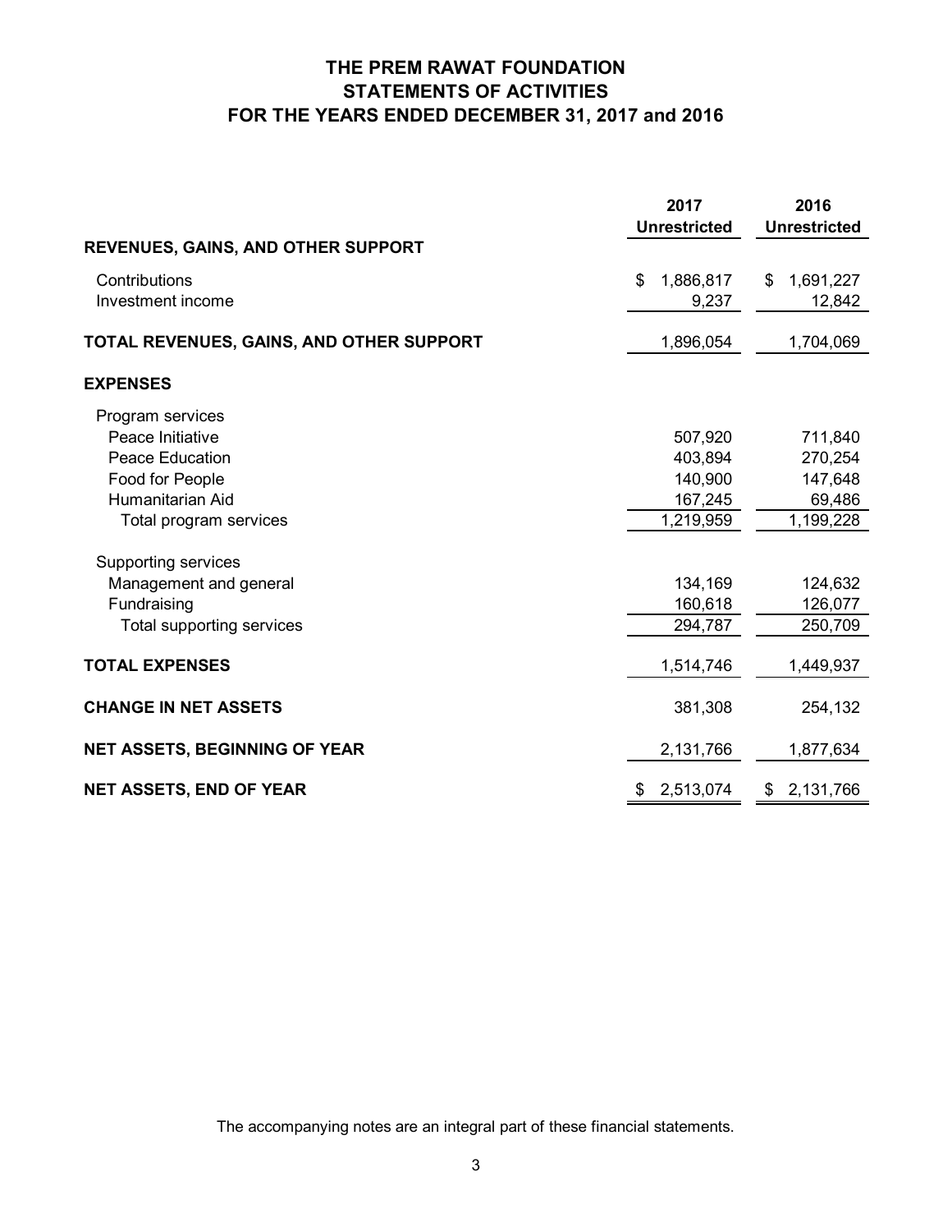# THE PREM RAWAT FOUNDATION
## STATEMENTS OF ACTIVITIES
## FOR THE YEARS ENDED DECEMBER 31, 2017 and 2016

| | 2017 Unrestricted | 2016 Unrestricted |
|---|---|---|
| **REVENUES, GAINS, AND OTHER SUPPORT** | | |
| Contributions | $ 1,886,817 | $ 1,691,227 |
| Investment income | 9,237 | 12,842 |
| **TOTAL REVENUES, GAINS, AND OTHER SUPPORT** | 1,896,054 | 1,704,069 |
| **EXPENSES** | | |
| Program services | | |
| Peace Initiative | 507,920 | 711,840 |
| Peace Education | 403,894 | 270,254 |
| Food for People | 140,900 | 147,648 |
| Humanitarian Aid | 167,245 | 69,486 |
| Total program services | 1,219,959 | 1,199,228 |
| Supporting services | | |
| Management and general | 134,169 | 124,632 |
| Fundraising | 160,618 | 126,077 |
| Total supporting services | 294,787 | 250,709 |
| **TOTAL EXPENSES** | 1,514,746 | 1,449,937 |
| **CHANGE IN NET ASSETS** | 381,308 | 254,132 |
| **NET ASSETS, BEGINNING OF YEAR** | 2,131,766 | 1,877,634 |
| **NET ASSETS, END OF YEAR** | $ 2,513,074 | $ 2,131,766 |

The accompanying notes are an integral part of these financial statements.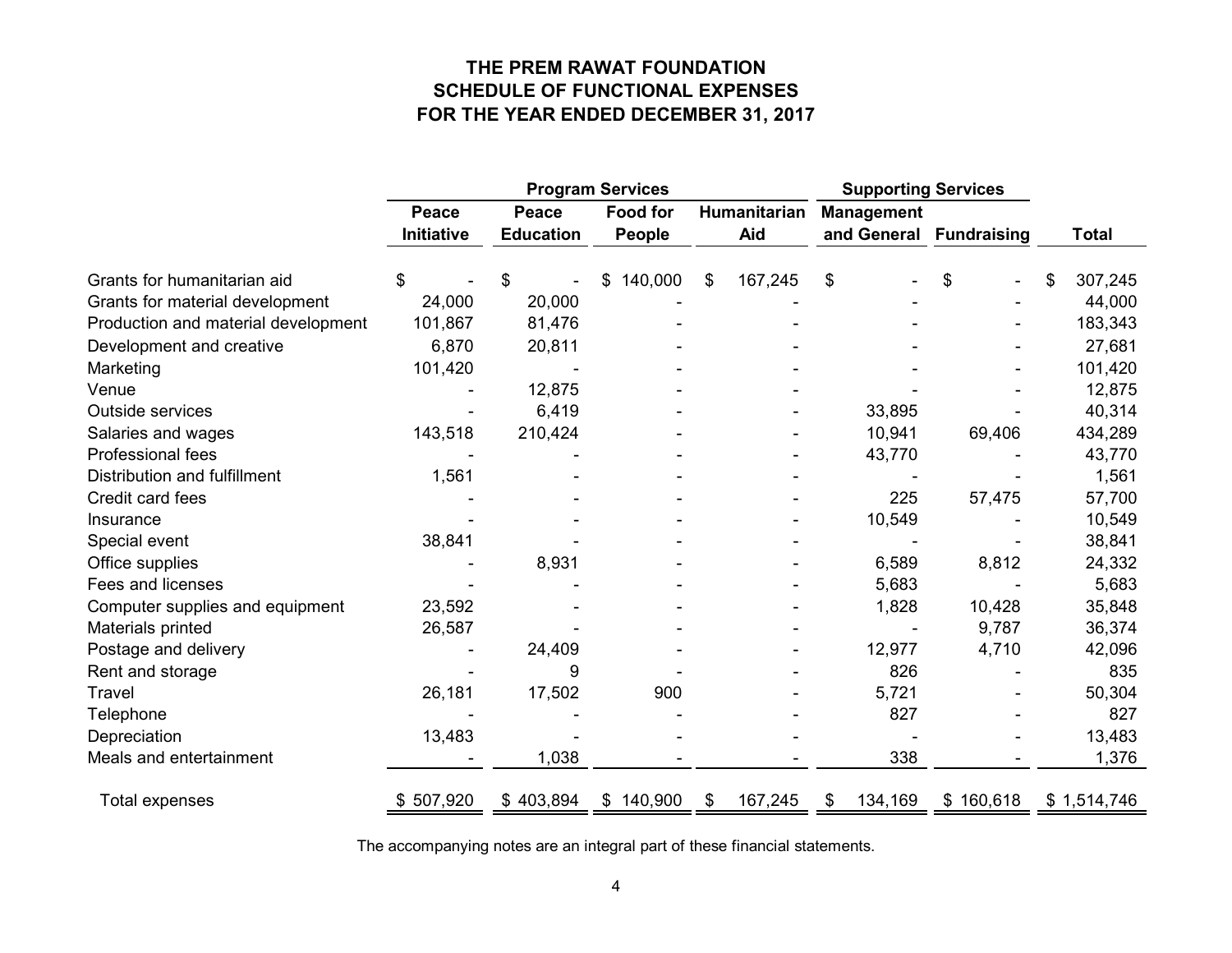# THE PREM RAWAT FOUNDATION
## SCHEDULE OF FUNCTIONAL EXPENSES
## FOR THE YEAR ENDED DECEMBER 31, 2017

| | Program Services | | | | Supporting Services | | |
|---|---|---|---|---|---|---|---|
| | Peace Initiative | Peace Education | Food for People | Humanitarian Aid | Management and General | Fundraising | Total |
| Grants for humanitarian aid | $ - | $ - | $ 140,000 | $ 167,245 | $ - | $ - | $ 307,245 |
| Grants for material development | 24,000 | 20,000 | - | - | - | - | 44,000 |
| Production and material development | 101,867 | 81,476 | - | - | - | - | 183,343 |
| Development and creative | 6,870 | 20,811 | - | - | - | - | 27,681 |
| Marketing | 101,420 | - | - | - | - | - | 101,420 |
| Venue | - | 12,875 | - | - | - | - | 12,875 |
| Outside services | - | 6,419 | - | - | 33,895 | - | 40,314 |
| Salaries and wages | 143,518 | 210,424 | - | - | 10,941 | 69,406 | 434,289 |
| Professional fees | - | - | - | - | 43,770 | - | 43,770 |
| Distribution and fulfillment | 1,561 | - | - | - | - | - | 1,561 |
| Credit card fees | - | - | - | - | 225 | 57,475 | 57,700 |
| Insurance | - | - | - | - | 10,549 | - | 10,549 |
| Special event | 38,841 | - | - | - | - | - | 38,841 |
| Office supplies | - | 8,931 | - | - | 6,589 | 8,812 | 24,332 |
| Fees and licenses | - | - | - | - | 5,683 | - | 5,683 |
| Computer supplies and equipment | 23,592 | - | - | - | 1,828 | 10,428 | 35,848 |
| Materials printed | 26,587 | - | - | - | - | 9,787 | 36,374 |
| Postage and delivery | - | 24,409 | - | - | 12,977 | 4,710 | 42,096 |
| Rent and storage | - | 9 | - | - | 826 | - | 835 |
| Travel | 26,181 | 17,502 | 900 | - | 5,721 | - | 50,304 |
| Telephone | - | - | - | - | 827 | - | 827 |
| Depreciation | 13,483 | - | - | - | - | - | 13,483 |
| Meals and entertainment | - | 1,038 | - | - | 338 | - | 1,376 |
| Total expenses | $ 507,920 | $ 403,894 | $ 140,900 | $ 167,245 | $ 134,169 | $ 160,618 | $ 1,514,746 |

The accompanying notes are an integral part of these financial statements.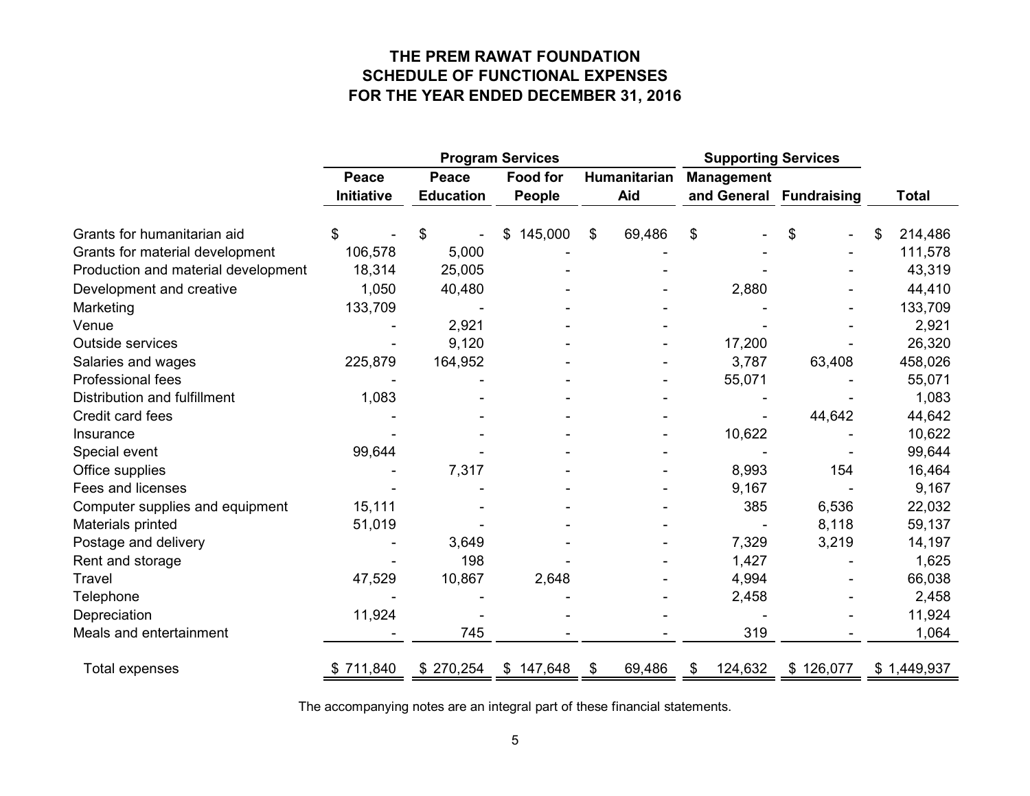# THE PREM RAWAT FOUNDATION
## SCHEDULE OF FUNCTIONAL EXPENSES
## FOR THE YEAR ENDED DECEMBER 31, 2016

| | Program Services | | | | Supporting Services | | |
|---|---|---|---|---|---|---|---|
| | Peace Initiative | Peace Education | Food for People | Humanitarian Aid | Management and General | Fundraising | Total |
| Grants for humanitarian aid | $ - | $ - | $ 145,000 | $ 69,486 | $ - | $ - | $ 214,486 |
| Grants for material development | 106,578 | 5,000 | - | - | - | - | 111,578 |
| Production and material development | 18,314 | 25,005 | - | - | - | - | 43,319 |
| Development and creative | 1,050 | 40,480 | - | - | 2,880 | - | 44,410 |
| Marketing | 133,709 | - | - | - | - | - | 133,709 |
| Venue | - | 2,921 | - | - | - | - | 2,921 |
| Outside services | - | 9,120 | - | - | 17,200 | - | 26,320 |
| Salaries and wages | 225,879 | 164,952 | - | - | 3,787 | 63,408 | 458,026 |
| Professional fees | - | - | - | - | 55,071 | - | 55,071 |
| Distribution and fulfillment | 1,083 | - | - | - | - | - | 1,083 |
| Credit card fees | - | - | - | - | - | 44,642 | 44,642 |
| Insurance | - | - | - | - | 10,622 | - | 10,622 |
| Special event | 99,644 | - | - | - | - | - | 99,644 |
| Office supplies | - | 7,317 | - | - | 8,993 | 154 | 16,464 |
| Fees and licenses | - | - | - | - | 9,167 | - | 9,167 |
| Computer supplies and equipment | 15,111 | - | - | - | 385 | 6,536 | 22,032 |
| Materials printed | 51,019 | - | - | - | - | 8,118 | 59,137 |
| Postage and delivery | - | 3,649 | - | - | 7,329 | 3,219 | 14,197 |
| Rent and storage | - | 198 | - | - | 1,427 | - | 1,625 |
| Travel | 47,529 | 10,867 | 2,648 | - | 4,994 | - | 66,038 |
| Telephone | - | - | - | - | 2,458 | - | 2,458 |
| Depreciation | 11,924 | - | - | - | - | - | 11,924 |
| Meals and entertainment | - | 745 | - | - | 319 | - | 1,064 |
| Total expenses | $ 711,840 | $ 270,254 | $ 147,648 | $ 69,486 | $ 124,632 | $ 126,077 | $ 1,449,937 |

The accompanying notes are an integral part of these financial statements.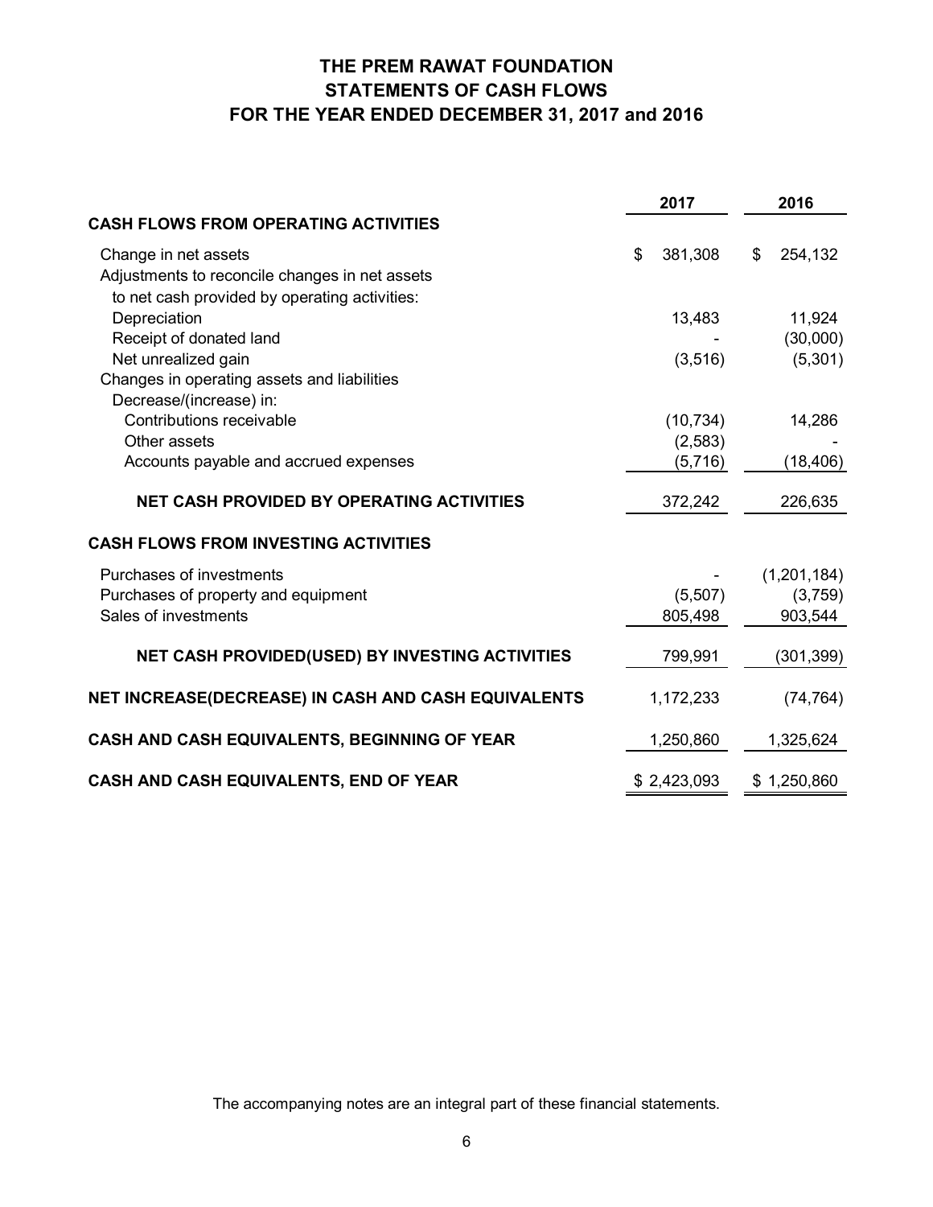# THE PREM RAWAT FOUNDATION
## STATEMENTS OF CASH FLOWS
## FOR THE YEAR ENDED DECEMBER 31, 2017 and 2016

| | 2017 | 2016 |
|---|---|---|
| **CASH FLOWS FROM OPERATING ACTIVITIES** | | |
| Change in net assets | $ 381,308 | $ 254,132 |
| Adjustments to reconcile changes in net assets to net cash provided by operating activities: | | |
| Depreciation | 13,483 | 11,924 |
| Receipt of donated land | - | (30,000) |
| Net unrealized gain | (3,516) | (5,301) |
| Changes in operating assets and liabilities | | |
| Decrease/(increase) in: | | |
| Contributions receivable | (10,734) | 14,286 |
| Other assets | (2,583) | - |
| Accounts payable and accrued expenses | (5,716) | (18,406) |
| **NET CASH PROVIDED BY OPERATING ACTIVITIES** | 372,242 | 226,635 |
| **CASH FLOWS FROM INVESTING ACTIVITIES** | | |
| Purchases of investments | - | (1,201,184) |
| Purchases of property and equipment | (5,507) | (3,759) |
| Sales of investments | 805,498 | 903,544 |
| **NET CASH PROVIDED(USED) BY INVESTING ACTIVITIES** | 799,991 | (301,399) |
| **NET INCREASE(DECREASE) IN CASH AND CASH EQUIVALENTS** | 1,172,233 | (74,764) |
| **CASH AND CASH EQUIVALENTS, BEGINNING OF YEAR** | 1,250,860 | 1,325,624 |
| **CASH AND CASH EQUIVALENTS, END OF YEAR** | $ 2,423,093 | $ 1,250,860 |

The accompanying notes are an integral part of these financial statements.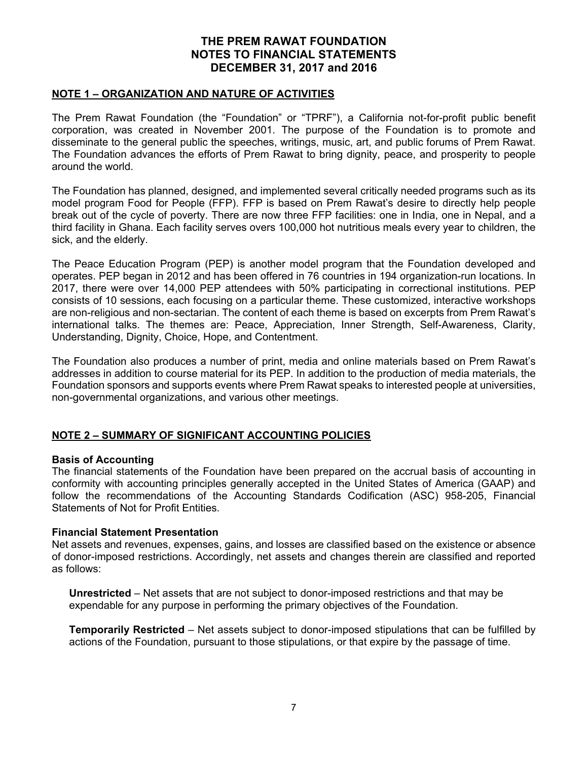# THE PREM RAWAT FOUNDATION
# NOTES TO FINANCIAL STATEMENTS
# DECEMBER 31, 2017 and 2016

## NOTE 1 – ORGANIZATION AND NATURE OF ACTIVITIES

The Prem Rawat Foundation (the "Foundation" or "TPRF"), a California not-for-profit public benefit corporation, was created in November 2001. The purpose of the Foundation is to promote and disseminate to the general public the speeches, writings, music, art, and public forums of Prem Rawat. The Foundation advances the efforts of Prem Rawat to bring dignity, peace, and prosperity to people around the world.

The Foundation has planned, designed, and implemented several critically needed programs such as its model program Food for People (FFP). FFP is based on Prem Rawat's desire to directly help people break out of the cycle of poverty. There are now three FFP facilities: one in India, one in Nepal, and a third facility in Ghana. Each facility serves overs 100,000 hot nutritious meals every year to children, the sick, and the elderly.

The Peace Education Program (PEP) is another model program that the Foundation developed and operates. PEP began in 2012 and has been offered in 76 countries in 194 organization-run locations. In 2017, there were over 14,000 PEP attendees with 50% participating in correctional institutions. PEP consists of 10 sessions, each focusing on a particular theme. These customized, interactive workshops are non-religious and non-sectarian. The content of each theme is based on excerpts from Prem Rawat's international talks. The themes are: Peace, Appreciation, Inner Strength, Self-Awareness, Clarity, Understanding, Dignity, Choice, Hope, and Contentment.

The Foundation also produces a number of print, media and online materials based on Prem Rawat's addresses in addition to course material for its PEP. In addition to the production of media materials, the Foundation sponsors and supports events where Prem Rawat speaks to interested people at universities, non-governmental organizations, and various other meetings.

## NOTE 2 – SUMMARY OF SIGNIFICANT ACCOUNTING POLICIES

### Basis of Accounting

The financial statements of the Foundation have been prepared on the accrual basis of accounting in conformity with accounting principles generally accepted in the United States of America (GAAP) and follow the recommendations of the Accounting Standards Codification (ASC) 958-205, Financial Statements of Not for Profit Entities.

### Financial Statement Presentation

Net assets and revenues, expenses, gains, and losses are classified based on the existence or absence of donor-imposed restrictions. Accordingly, net assets and changes therein are classified and reported as follows:

**Unrestricted** – Net assets that are not subject to donor-imposed restrictions and that may be expendable for any purpose in performing the primary objectives of the Foundation.

**Temporarily Restricted** – Net assets subject to donor-imposed stipulations that can be fulfilled by actions of the Foundation, pursuant to those stipulations, or that expire by the passage of time.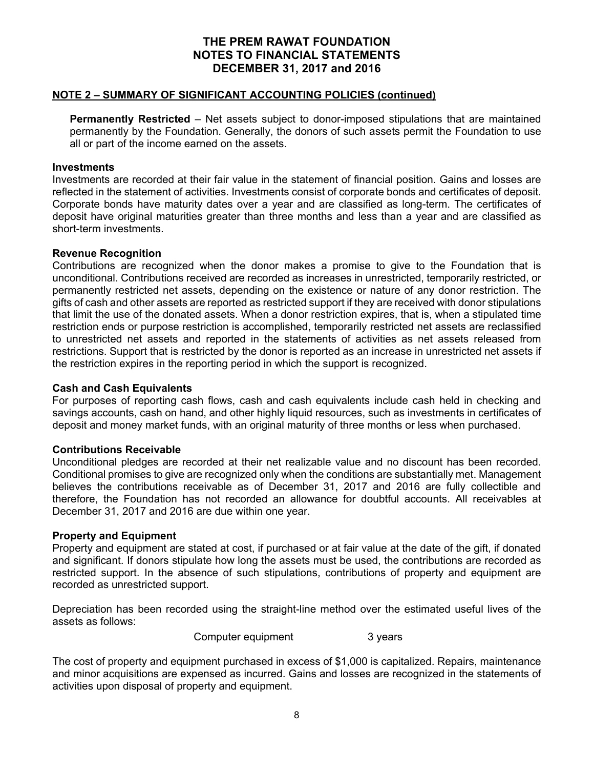# THE PREM RAWAT FOUNDATION
# NOTES TO FINANCIAL STATEMENTS
# DECEMBER 31, 2017 and 2016

## NOTE 2 – SUMMARY OF SIGNIFICANT ACCOUNTING POLICIES (continued)

**Permanently Restricted** – Net assets subject to donor-imposed stipulations that are maintained permanently by the Foundation. Generally, the donors of such assets permit the Foundation to use all or part of the income earned on the assets.

### Investments

Investments are recorded at their fair value in the statement of financial position. Gains and losses are reflected in the statement of activities. Investments consist of corporate bonds and certificates of deposit. Corporate bonds have maturity dates over a year and are classified as long-term. The certificates of deposit have original maturities greater than three months and less than a year and are classified as short-term investments.

### Revenue Recognition

Contributions are recognized when the donor makes a promise to give to the Foundation that is unconditional. Contributions received are recorded as increases in unrestricted, temporarily restricted, or permanently restricted net assets, depending on the existence or nature of any donor restriction. The gifts of cash and other assets are reported as restricted support if they are received with donor stipulations that limit the use of the donated assets. When a donor restriction expires, that is, when a stipulated time restriction ends or purpose restriction is accomplished, temporarily restricted net assets are reclassified to unrestricted net assets and reported in the statements of activities as net assets released from restrictions. Support that is restricted by the donor is reported as an increase in unrestricted net assets if the restriction expires in the reporting period in which the support is recognized.

### Cash and Cash Equivalents

For purposes of reporting cash flows, cash and cash equivalents include cash held in checking and savings accounts, cash on hand, and other highly liquid resources, such as investments in certificates of deposit and money market funds, with an original maturity of three months or less when purchased.

### Contributions Receivable

Unconditional pledges are recorded at their net realizable value and no discount has been recorded. Conditional promises to give are recognized only when the conditions are substantially met. Management believes the contributions receivable as of December 31, 2017 and 2016 are fully collectible and therefore, the Foundation has not recorded an allowance for doubtful accounts. All receivables at December 31, 2017 and 2016 are due within one year.

### Property and Equipment

Property and equipment are stated at cost, if purchased or at fair value at the date of the gift, if donated and significant. If donors stipulate how long the assets must be used, the contributions are recorded as restricted support. In the absence of such stipulations, contributions of property and equipment are recorded as unrestricted support.

Depreciation has been recorded using the straight-line method over the estimated useful lives of the assets as follows:

| | |
|---|---|
| Computer equipment | 3 years |

The cost of property and equipment purchased in excess of $1,000 is capitalized. Repairs, maintenance and minor acquisitions are expensed as incurred. Gains and losses are recognized in the statements of activities upon disposal of property and equipment.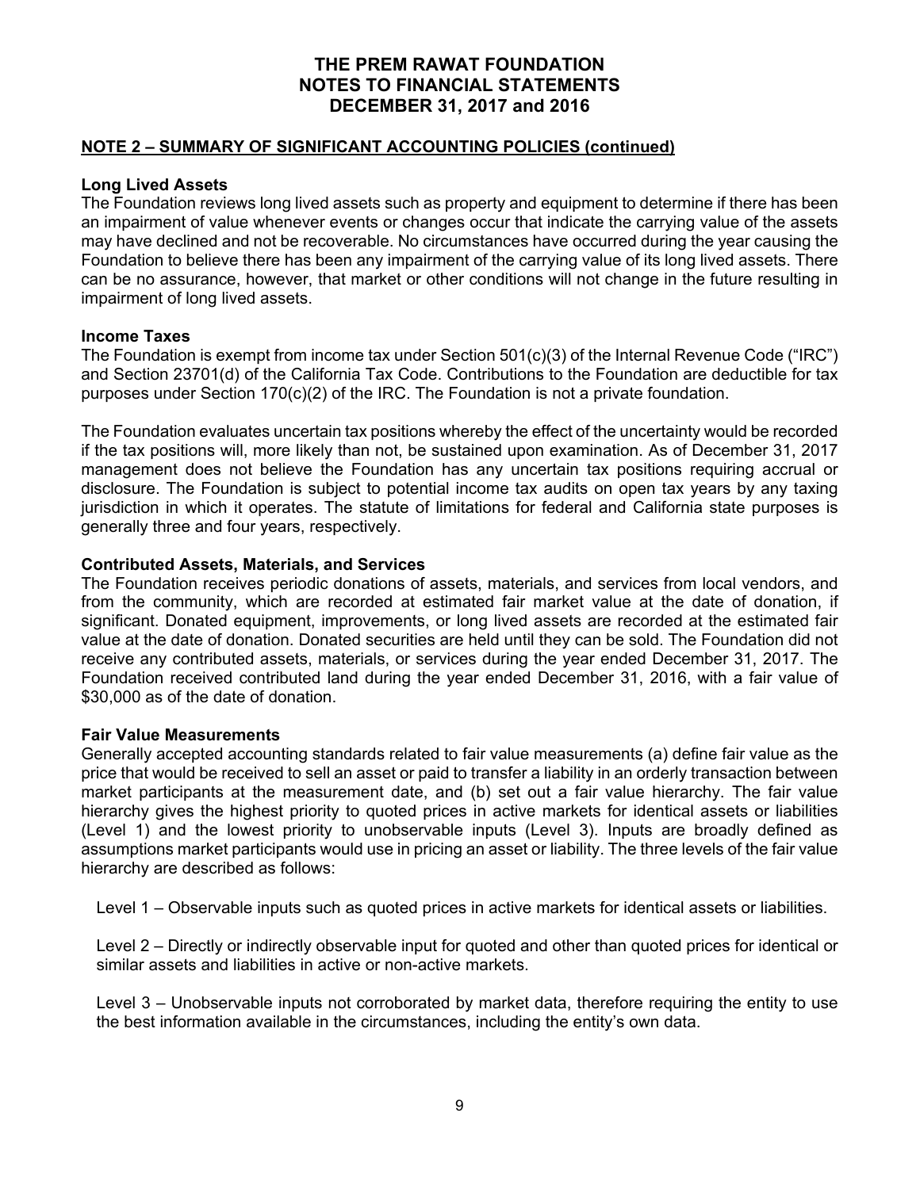# THE PREM RAWAT FOUNDATION
# NOTES TO FINANCIAL STATEMENTS
# DECEMBER 31, 2017 and 2016

## NOTE 2 – SUMMARY OF SIGNIFICANT ACCOUNTING POLICIES (continued)

### Long Lived Assets

The Foundation reviews long lived assets such as property and equipment to determine if there has been an impairment of value whenever events or changes occur that indicate the carrying value of the assets may have declined and not be recoverable. No circumstances have occurred during the year causing the Foundation to believe there has been any impairment of the carrying value of its long lived assets. There can be no assurance, however, that market or other conditions will not change in the future resulting in impairment of long lived assets.

### Income Taxes

The Foundation is exempt from income tax under Section 501(c)(3) of the Internal Revenue Code ("IRC") and Section 23701(d) of the California Tax Code. Contributions to the Foundation are deductible for tax purposes under Section 170(c)(2) of the IRC. The Foundation is not a private foundation.

The Foundation evaluates uncertain tax positions whereby the effect of the uncertainty would be recorded if the tax positions will, more likely than not, be sustained upon examination. As of December 31, 2017 management does not believe the Foundation has any uncertain tax positions requiring accrual or disclosure. The Foundation is subject to potential income tax audits on open tax years by any taxing jurisdiction in which it operates. The statute of limitations for federal and California state purposes is generally three and four years, respectively.

### Contributed Assets, Materials, and Services

The Foundation receives periodic donations of assets, materials, and services from local vendors, and from the community, which are recorded at estimated fair market value at the date of donation, if significant. Donated equipment, improvements, or long lived assets are recorded at the estimated fair value at the date of donation. Donated securities are held until they can be sold. The Foundation did not receive any contributed assets, materials, or services during the year ended December 31, 2017. The Foundation received contributed land during the year ended December 31, 2016, with a fair value of $30,000 as of the date of donation.

### Fair Value Measurements

Generally accepted accounting standards related to fair value measurements (a) define fair value as the price that would be received to sell an asset or paid to transfer a liability in an orderly transaction between market participants at the measurement date, and (b) set out a fair value hierarchy. The fair value hierarchy gives the highest priority to quoted prices in active markets for identical assets or liabilities (Level 1) and the lowest priority to unobservable inputs (Level 3). Inputs are broadly defined as assumptions market participants would use in pricing an asset or liability. The three levels of the fair value hierarchy are described as follows:

Level 1 – Observable inputs such as quoted prices in active markets for identical assets or liabilities.

Level 2 – Directly or indirectly observable input for quoted and other than quoted prices for identical or similar assets and liabilities in active or non-active markets.

Level 3 – Unobservable inputs not corroborated by market data, therefore requiring the entity to use the best information available in the circumstances, including the entity's own data.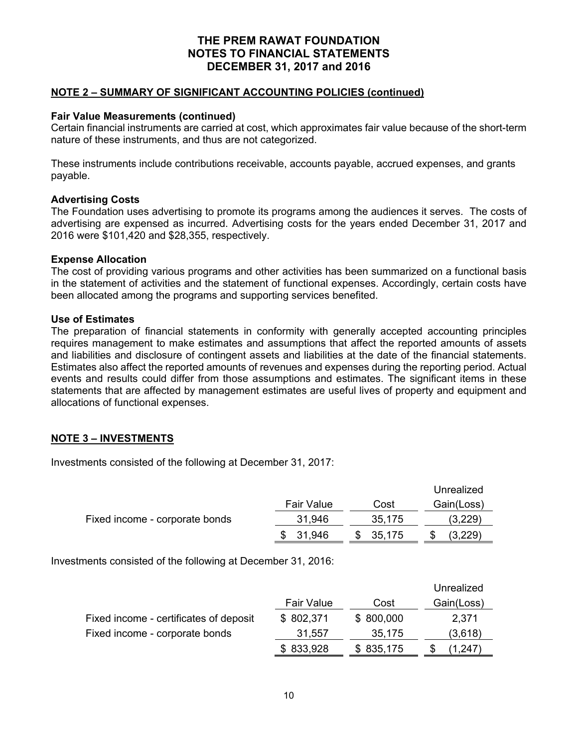## NOTE 2 – SUMMARY OF SIGNIFICANT ACCOUNTING POLICIES (continued)

### Fair Value Measurements (continued)

Certain financial instruments are carried at cost, which approximates fair value because of the short-term nature of these instruments, and thus are not categorized.

These instruments include contributions receivable, accounts payable, accrued expenses, and grants payable.

### Advertising Costs

The Foundation uses advertising to promote its programs among the audiences it serves. The costs of advertising are expensed as incurred. Advertising costs for the years ended December 31, 2017 and 2016 were $101,420 and $28,355, respectively.

### Expense Allocation

The cost of providing various programs and other activities has been summarized on a functional basis in the statement of activities and the statement of functional expenses. Accordingly, certain costs have been allocated among the programs and supporting services benefited.

### Use of Estimates

The preparation of financial statements in conformity with generally accepted accounting principles requires management to make estimates and assumptions that affect the reported amounts of assets and liabilities and disclosure of contingent assets and liabilities at the date of the financial statements. Estimates also affect the reported amounts of revenues and expenses during the reporting period. Actual events and results could differ from those assumptions and estimates. The significant items in these statements that are affected by management estimates are useful lives of property and equipment and allocations of functional expenses.

## NOTE 3 – INVESTMENTS

Investments consisted of the following at December 31, 2017:

| | Fair Value | Cost | Unrealized Gain(Loss) |
|---|---|---|---|
| Fixed income - corporate bonds | 31,946 | 35,175 | (3,229) |
| | $ 31,946 | $ 35,175 | $ (3,229) |

Investments consisted of the following at December 31, 2016:

| | Fair Value | Cost | Unrealized Gain(Loss) |
|---|---|---|---|
| Fixed income - certificates of deposit | $ 802,371 | $ 800,000 | 2,371 |
| Fixed income - corporate bonds | 31,557 | 35,175 | (3,618) |
| | $ 833,928 | $ 835,175 | $ (1,247) |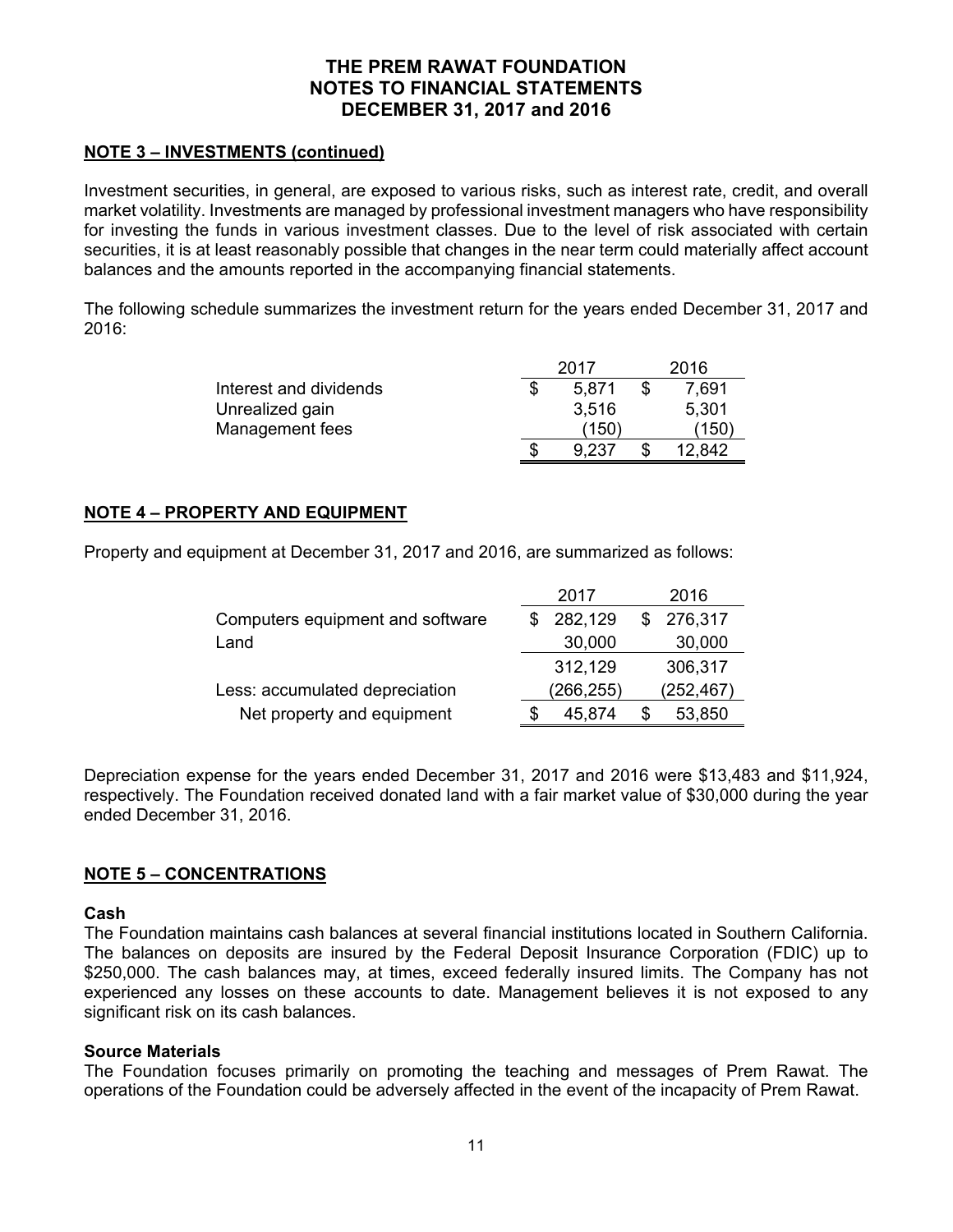# THE PREM RAWAT FOUNDATION
# NOTES TO FINANCIAL STATEMENTS
# DECEMBER 31, 2017 and 2016

## NOTE 3 – INVESTMENTS (continued)

Investment securities, in general, are exposed to various risks, such as interest rate, credit, and overall market volatility. Investments are managed by professional investment managers who have responsibility for investing the funds in various investment classes. Due to the level of risk associated with certain securities, it is at least reasonably possible that changes in the near term could materially affect account balances and the amounts reported in the accompanying financial statements.

The following schedule summarizes the investment return for the years ended December 31, 2017 and 2016:

| | 2017 | 2016 |
|---|---|---|
| Interest and dividends | $ 5,871 | $ 7,691 |
| Unrealized gain | 3,516 | 5,301 |
| Management fees | (150) | (150) |
| | $ 9,237 | $ 12,842 |

## NOTE 4 – PROPERTY AND EQUIPMENT

Property and equipment at December 31, 2017 and 2016, are summarized as follows:

| | 2017 | 2016 |
|---|---|---|
| Computers equipment and software | $ 282,129 | $ 276,317 |
| Land | 30,000 | 30,000 |
| | 312,129 | 306,317 |
| Less: accumulated depreciation | (266,255) | (252,467) |
| Net property and equipment | $ 45,874 | $ 53,850 |

Depreciation expense for the years ended December 31, 2017 and 2016 were $13,483 and $11,924, respectively. The Foundation received donated land with a fair market value of $30,000 during the year ended December 31, 2016.

## NOTE 5 – CONCENTRATIONS

**Cash**

The Foundation maintains cash balances at several financial institutions located in Southern California. The balances on deposits are insured by the Federal Deposit Insurance Corporation (FDIC) up to $250,000. The cash balances may, at times, exceed federally insured limits. The Company has not experienced any losses on these accounts to date. Management believes it is not exposed to any significant risk on its cash balances.

**Source Materials**

The Foundation focuses primarily on promoting the teaching and messages of Prem Rawat. The operations of the Foundation could be adversely affected in the event of the incapacity of Prem Rawat.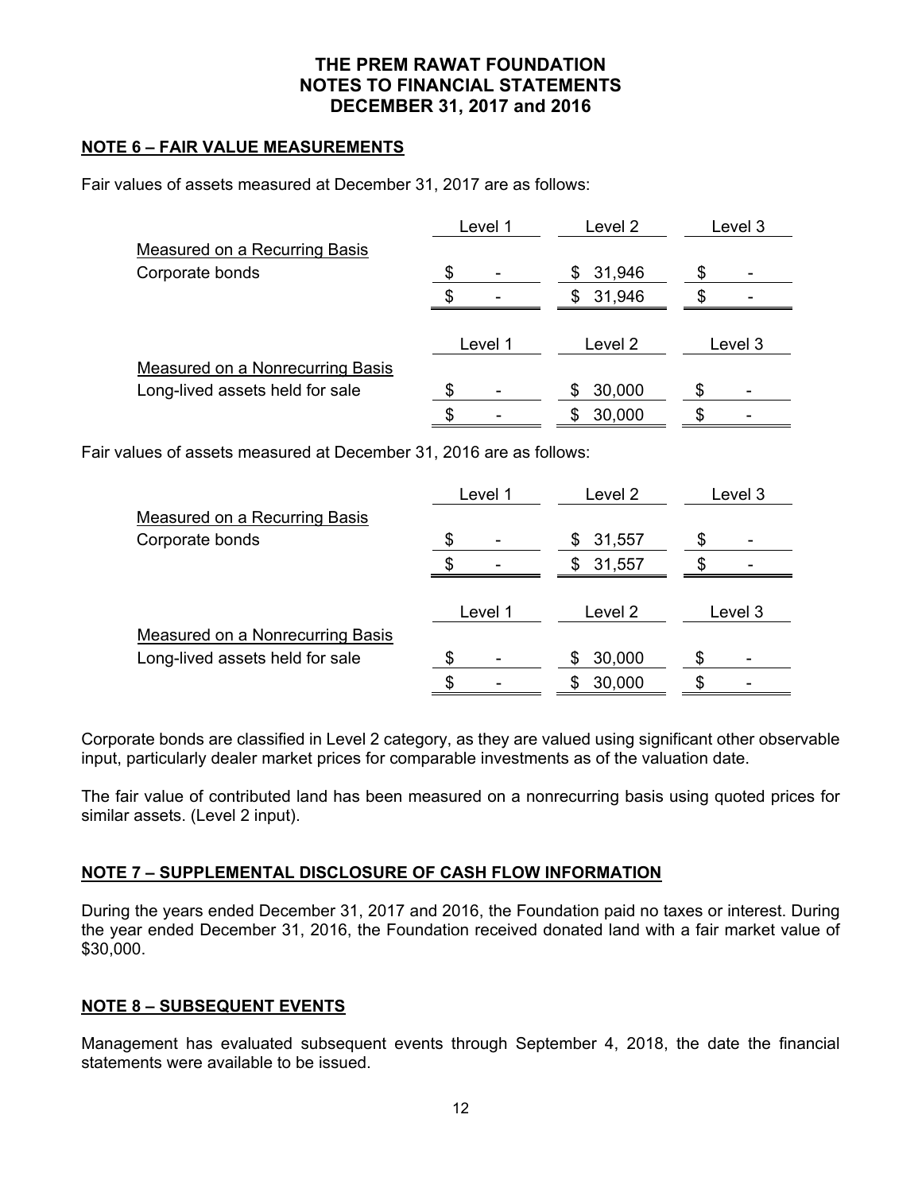# THE PREM RAWAT FOUNDATION
# NOTES TO FINANCIAL STATEMENTS
# DECEMBER 31, 2017 and 2016

## NOTE 6 – FAIR VALUE MEASUREMENTS

Fair values of assets measured at December 31, 2017 are as follows:

| | Level 1 | Level 2 | Level 3 |
|---|---|---|---|
| Measured on a Recurring Basis | | | |
| Corporate bonds | $ - | $ 31,946 | $ - |
| | $ - | $ 31,946 | $ - |

| | Level 1 | Level 2 | Level 3 |
|---|---|---|---|
| Measured on a Nonrecurring Basis | | | |
| Long-lived assets held for sale | $ - | $ 30,000 | $ - |
| | $ - | $ 30,000 | $ - |

Fair values of assets measured at December 31, 2016 are as follows:

| | Level 1 | Level 2 | Level 3 |
|---|---|---|---|
| Measured on a Recurring Basis | | | |
| Corporate bonds | $ - | $ 31,557 | $ - |
| | $ - | $ 31,557 | $ - |

| | Level 1 | Level 2 | Level 3 |
|---|---|---|---|
| Measured on a Nonrecurring Basis | | | |
| Long-lived assets held for sale | $ - | $ 30,000 | $ - |
| | $ - | $ 30,000 | $ - |

Corporate bonds are classified in Level 2 category, as they are valued using significant other observable input, particularly dealer market prices for comparable investments as of the valuation date.

The fair value of contributed land has been measured on a nonrecurring basis using quoted prices for similar assets. (Level 2 input).

## NOTE 7 – SUPPLEMENTAL DISCLOSURE OF CASH FLOW INFORMATION

During the years ended December 31, 2017 and 2016, the Foundation paid no taxes or interest. During the year ended December 31, 2016, the Foundation received donated land with a fair market value of $30,000.

## NOTE 8 – SUBSEQUENT EVENTS

Management has evaluated subsequent events through September 4, 2018, the date the financial statements were available to be issued.